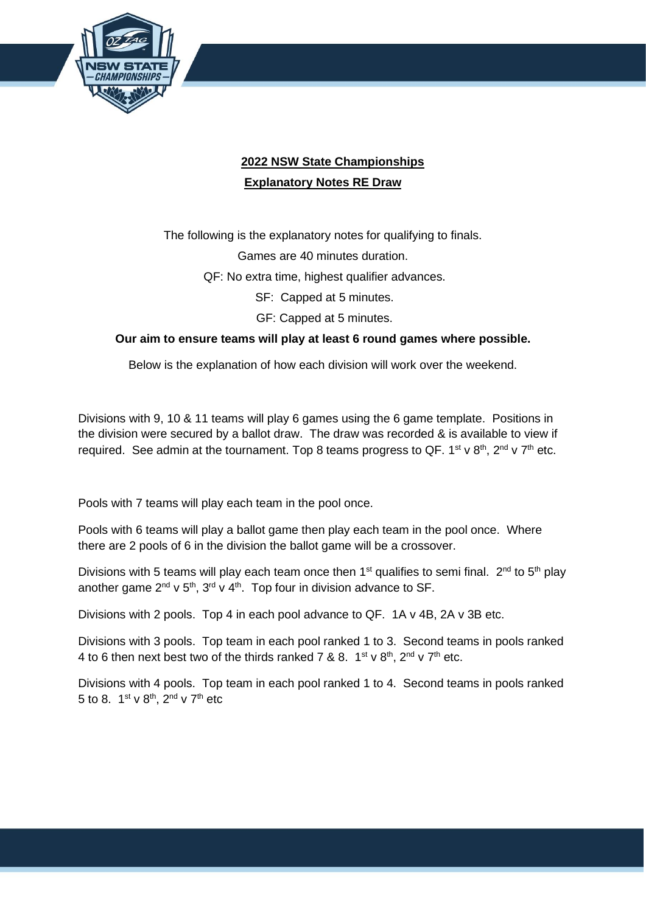## 2022 NSW State Championships

## Explanatory Notes RE Draw

The following is the explanatory notes for qualifying to finals.

Games are 40 minutes duration.

QF: No extra time, highest qualifier advances.

SF: Capped at 5 minutes.

GF: Capped at 5 minutes.

**Our aim to ensure teams will play at least 6 round games where possible.**

Below is the explanation of how each division will work over the weekend.

Divisions with 9, 10 & 11 teams will play 6 games using the 6 game template. Positions in the division were secured by a ballot draw. The draw was recorded & is available to view if required. See admin at the tournament. Top 8 teams progress to QF. 1st v 8th, 2nd v 7th etc.

Pools with 7 teams will play each team in the pool once.

Pools with 6 teams will play a ballot game then play each team in the pool once. Where there are 2 pools of 6 in the division the ballot game will be a crossover.

Divisions with 5 teams will play each team once then 1st qualifies to semi final. 2nd to 5th play another game 2nd v 5th, 3rd v 4th. Top four in division advance to SF.

Divisions with 2 pools. Top 4 in each pool advance to QF. 1A v 4B, 2A v 3B etc.

Divisions with 3 pools. Top team in each pool ranked 1 to 3. Second teams in pools ranked 4 to 6 then next best two of the thirds ranked 7 & 8. 1st v 8th, 2nd v 7th etc.

Divisions with 4 pools. Top team in each pool ranked 1 to 4. Second teams in pools ranked 5 to 8. 1st v 8th, 2nd v 7th etc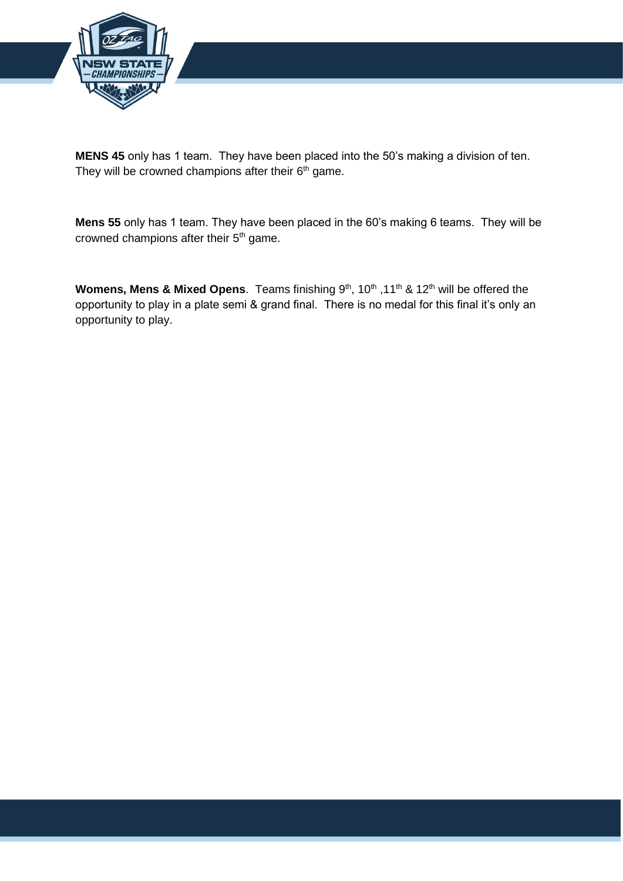**MENS 45** only has 1 team. They have been placed into the 50's making a division of ten. They will be crowned champions after their 6th game.

**Mens 55** only has 1 team. They have been placed in the 60's making 6 teams. They will be crowned champions after their 5th game.

**Womens, Mens & Mixed Opens**. Teams finishing 9th, 10th ,11th & 12th will be offered the opportunity to play in a plate semi & grand final. There is no medal for this final it's only an opportunity to play.